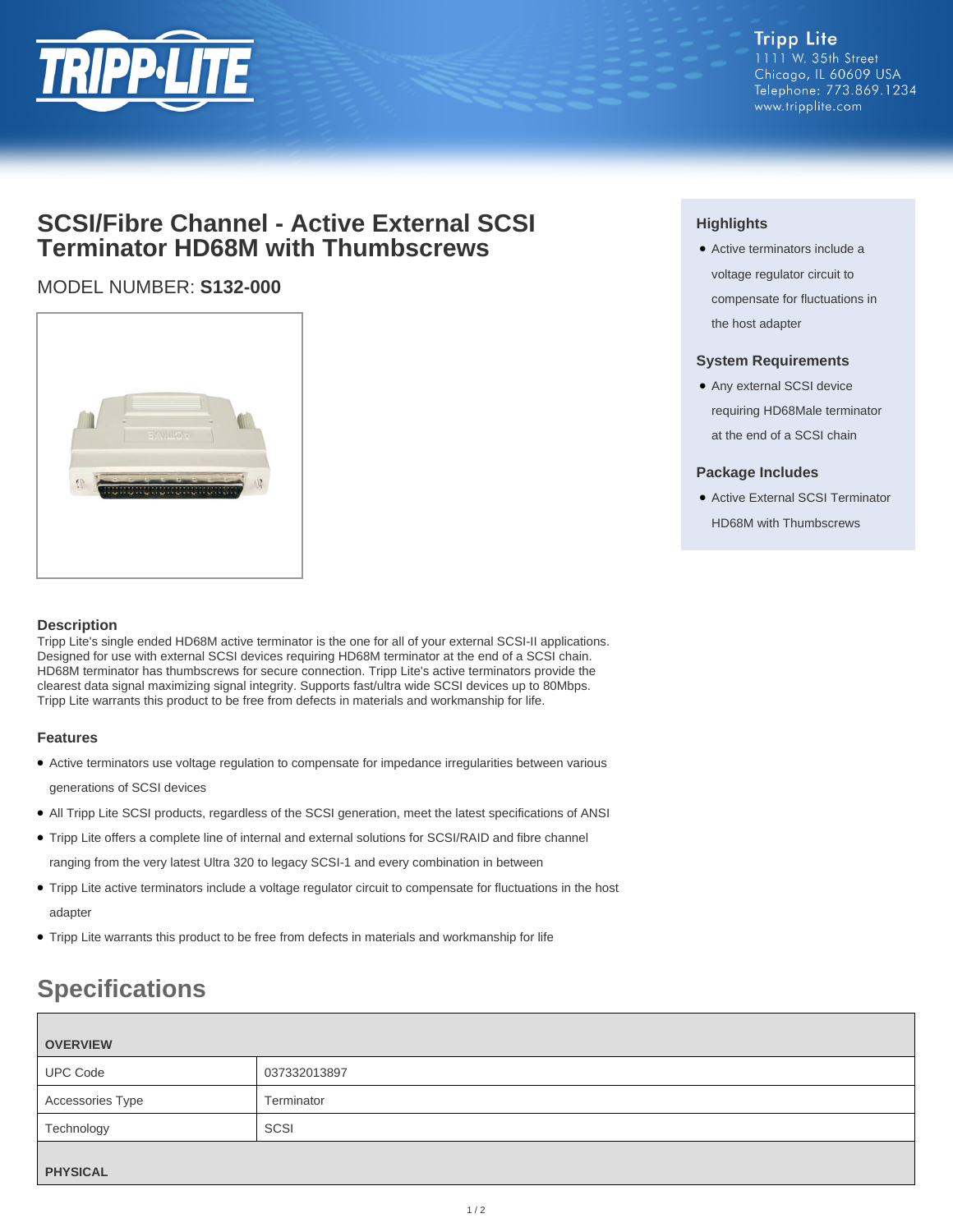Tripp Lite
1111 W. 35th Street
Chicago, IL 60609 USA
Telephone: 773.869.1234
www.tripplite.com

# SCSI/Fibre Channel - Active External SCSI Terminator HD68M with Thumbscrews

MODEL NUMBER: **S132-000**

### Highlights

- Active terminators include a voltage regulator circuit to compensate for fluctuations in the host adapter

### System Requirements

- Any external SCSI device requiring HD68Male terminator at the end of a SCSI chain

### Package Includes

- Active External SCSI Terminator HD68M with Thumbscrews

### Description

Tripp Lite's single ended HD68M active terminator is the one for all of your external SCSI-II applications. Designed for use with external SCSI devices requiring HD68M terminator at the end of a SCSI chain. HD68M terminator has thumbscrews for secure connection. Tripp Lite's active terminators provide the clearest data signal maximizing signal integrity. Supports fast/ultra wide SCSI devices up to 80Mbps. Tripp Lite warrants this product to be free from defects in materials and workmanship for life.

### Features

- Active terminators use voltage regulation to compensate for impedance irregularities between various generations of SCSI devices
- All Tripp Lite SCSI products, regardless of the SCSI generation, meet the latest specifications of ANSI
- Tripp Lite offers a complete line of internal and external solutions for SCSI/RAID and fibre channel ranging from the very latest Ultra 320 to legacy SCSI-1 and every combination in between
- Tripp Lite active terminators include a voltage regulator circuit to compensate for fluctuations in the host adapter
- Tripp Lite warrants this product to be free from defects in materials and workmanship for life

## Specifications

| OVERVIEW | |
|---|---|
| UPC Code | 037332013897 |
| Accessories Type | Terminator |
| Technology | SCSI |
| **PHYSICAL** | |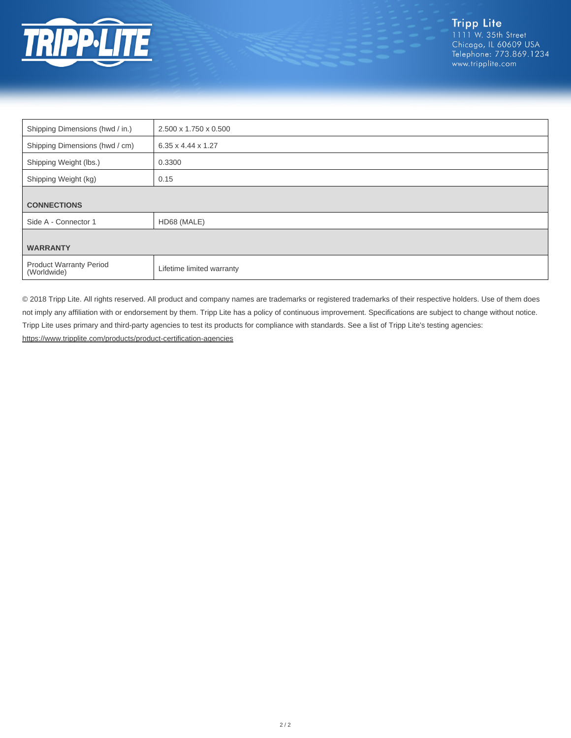| | |
|---|---|
| Shipping Dimensions (hwd / in.) | 2.500 x 1.750 x 0.500 |
| Shipping Dimensions (hwd / cm) | 6.35 x 4.44 x 1.27 |
| Shipping Weight (lbs.) | 0.3300 |
| Shipping Weight (kg) | 0.15 |
| **CONNECTIONS** | |
| Side A - Connector 1 | HD68 (MALE) |
| **WARRANTY** | |
| Product Warranty Period (Worldwide) | Lifetime limited warranty |

© 2018 Tripp Lite. All rights reserved. All product and company names are trademarks or registered trademarks of their respective holders. Use of them does not imply any affiliation with or endorsement by them. Tripp Lite has a policy of continuous improvement. Specifications are subject to change without notice. Tripp Lite uses primary and third-party agencies to test its products for compliance with standards. See a list of Tripp Lite's testing agencies: https://www.tripplite.com/products/product-certification-agencies